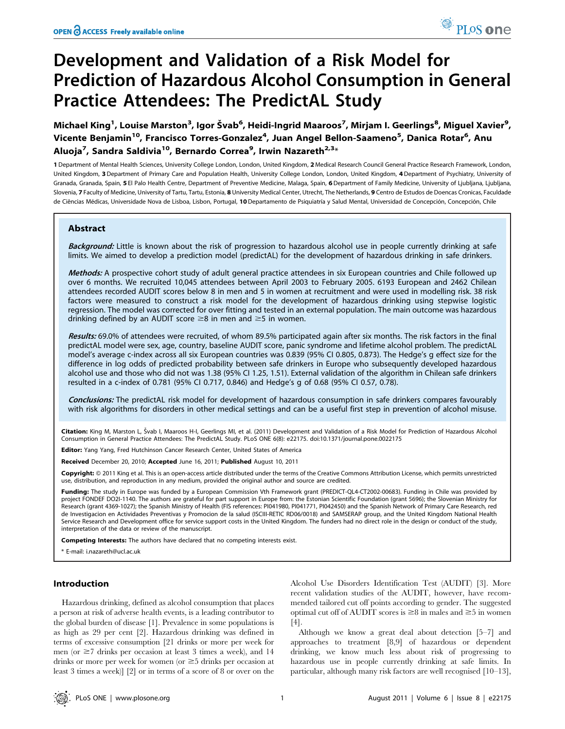# Development and Validation of a Risk Model for Prediction of Hazardous Alcohol Consumption in General Practice Attendees: The PredictAL Study

**Michael King[1], Louise Marston[3], Igor Švab[6], Heidi-Ingrid Maaroos[7], Mirjam I. Geerlings[8], Miguel Xavier[9], Vicente Benjamin[10], Francisco Torres-Gonzalez[4], Juan Angel Bellon-Saameno[5], Danica Rotar[6], Anu Aluoja[7], Sandra Saldivia[10], Bernardo Correa[9], Irwin Nazareth[2,3]***

**1** Department of Mental Health Sciences, University College London, London, United Kingdom, **2** Medical Research Council General Practice Research Framework, London, United Kingdom, **3** Department of Primary Care and Population Health, University College London, London, United Kingdom, **4** Department of Psychiatry, University of Granada, Granada, Spain, **5** El Palo Health Centre, Department of Preventive Medicine, Malaga, Spain, **6** Department of Family Medicine, University of Ljubljana, Ljubljana, Slovenia, **7** Faculty of Medicine, University of Tartu, Tartu, Estonia, **8** University Medical Center, Utrecht, The Netherlands, **9** Centro de Estudos de Doencas Cronicas, Faculdade de Ciências Médicas, Universidade Nova de Lisboa, Lisbon, Portugal, **10** Departamento de Psiquiatría y Salud Mental, Universidad de Concepción, Concepción, Chile

## Abstract

***Background:*** Little is known about the risk of progression to hazardous alcohol use in people currently drinking at safe limits. We aimed to develop a prediction model (predictAL) for the development of hazardous drinking in safe drinkers.

***Methods:*** A prospective cohort study of adult general practice attendees in six European countries and Chile followed up over 6 months. We recruited 10,045 attendees between April 2003 to February 2005. 6193 European and 2462 Chilean attendees recorded AUDIT scores below 8 in men and 5 in women at recruitment and were used in modelling risk. 38 risk factors were measured to construct a risk model for the development of hazardous drinking using stepwise logistic regression. The model was corrected for over fitting and tested in an external population. The main outcome was hazardous drinking defined by an AUDIT score ≥8 in men and ≥5 in women.

***Results:*** 69.0% of attendees were recruited, of whom 89.5% participated again after six months. The risk factors in the final predictAL model were sex, age, country, baseline AUDIT score, panic syndrome and lifetime alcohol problem. The predictAL model's average c-index across all six European countries was 0.839 (95% CI 0.805, 0.873). The Hedge's g effect size for the difference in log odds of predicted probability between safe drinkers in Europe who subsequently developed hazardous alcohol use and those who did not was 1.38 (95% CI 1.25, 1.51). External validation of the algorithm in Chilean safe drinkers resulted in a c-index of 0.781 (95% CI 0.717, 0.846) and Hedge's g of 0.68 (95% CI 0.57, 0.78).

***Conclusions:*** The predictAL risk model for development of hazardous consumption in safe drinkers compares favourably with risk algorithms for disorders in other medical settings and can be a useful first step in prevention of alcohol misuse.

**Citation:** King M, Marston L, Švab I, Maaroos H-I, Geerlings MI, et al. (2011) Development and Validation of a Risk Model for Prediction of Hazardous Alcohol Consumption in General Practice Attendees: The PredictAL Study. PLoS ONE 6(8): e22175. doi:10.1371/journal.pone.0022175

**Editor:** Yang Yang, Fred Hutchinson Cancer Research Center, United States of America

**Received** December 20, 2010; **Accepted** June 16, 2011; **Published** August 10, 2011

**Copyright:** © 2011 King et al. This is an open-access article distributed under the terms of the Creative Commons Attribution License, which permits unrestricted use, distribution, and reproduction in any medium, provided the original author and source are credited.

**Funding:** The study in Europe was funded by a European Commission Vth Framework grant (PREDICT-QL4-CT2002-00683). Funding in Chile was provided by project FONDEF DO2I-1140. The authors are grateful for part support in Europe from: the Estonian Scientific Foundation (grant 5696); the Slovenian Ministry for Research (grant 4369-1027); the Spanish Ministry of Health (FIS references: PI041980, PI041771, PI042450) and the Spanish Network of Primary Care Research, red de Investigacion en Actividades Preventivas y Promocion de la salud (ISCIII-RETIC RD06/0018) and SAMSERAP group, and the United Kingdom National Health Service Research and Development office for service support costs in the United Kingdom. The funders had no direct role in the design or conduct of the study, interpretation of the data or review of the manuscript.

**Competing Interests:** The authors have declared that no competing interests exist.

\* E-mail: i.nazareth@ucl.ac.uk

## Introduction

Hazardous drinking, defined as alcohol consumption that places a person at risk of adverse health events, is a leading contributor to the global burden of disease [1]. Prevalence in some populations is as high as 29 per cent [2]. Hazardous drinking was defined in terms of excessive consumption [21 drinks or more per week for men (or ≥7 drinks per occasion at least 3 times a week), and 14 drinks or more per week for women (or ≥5 drinks per occasion at least 3 times a week)] [2] or in terms of a score of 8 or over on the Alcohol Use Disorders Identification Test (AUDIT) [3]. More recent validation studies of the AUDIT, however, have recommended tailored cut off points according to gender. The suggested optimal cut off of AUDIT scores is ≥8 in males and ≥5 in women [4].

Although we know a great deal about detection [5–7] and approaches to treatment [8,9] of hazardous or dependent drinking, we know much less about risk of progressing to hazardous use in people currently drinking at safe limits. In particular, although many risk factors are well recognised [10–13],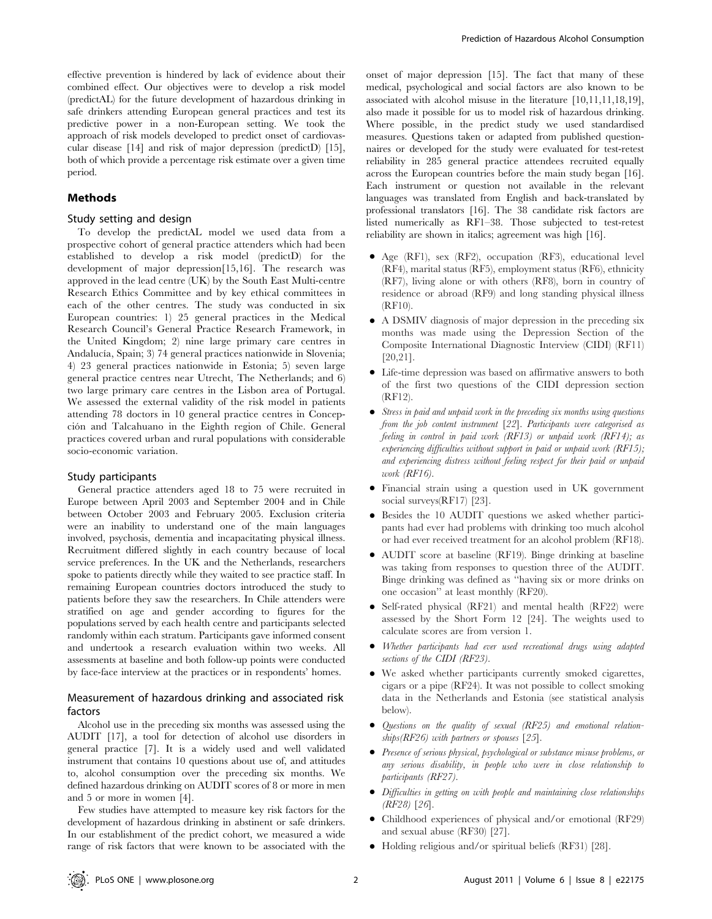effective prevention is hindered by lack of evidence about their combined effect. Our objectives were to develop a risk model (predictAL) for the future development of hazardous drinking in safe drinkers attending European general practices and test its predictive power in a non-European setting. We took the approach of risk models developed to predict onset of cardiovascular disease [14] and risk of major depression (predictD) [15], both of which provide a percentage risk estimate over a given time period.

## Methods

### Study setting and design

To develop the predictAL model we used data from a prospective cohort of general practice attenders which had been established to develop a risk model (predictD) for the development of major depression[15,16]. The research was approved in the lead centre (UK) by the South East Multi-centre Research Ethics Committee and by key ethical committees in each of the other centres. The study was conducted in six European countries: 1) 25 general practices in the Medical Research Council's General Practice Research Framework, in the United Kingdom; 2) nine large primary care centres in Andalucía, Spain; 3) 74 general practices nationwide in Slovenia; 4) 23 general practices nationwide in Estonia; 5) seven large general practice centres near Utrecht, The Netherlands; and 6) two large primary care centres in the Lisbon area of Portugal. We assessed the external validity of the risk model in patients attending 78 doctors in 10 general practice centres in Concepción and Talcahuano in the Eighth region of Chile. General practices covered urban and rural populations with considerable socio-economic variation.

### Study participants

General practice attenders aged 18 to 75 were recruited in Europe between April 2003 and September 2004 and in Chile between October 2003 and February 2005. Exclusion criteria were an inability to understand one of the main languages involved, psychosis, dementia and incapacitating physical illness. Recruitment differed slightly in each country because of local service preferences. In the UK and the Netherlands, researchers spoke to patients directly while they waited to see practice staff. In remaining European countries doctors introduced the study to patients before they saw the researchers. In Chile attenders were stratified on age and gender according to figures for the populations served by each health centre and participants selected randomly within each stratum. Participants gave informed consent and undertook a research evaluation within two weeks. All assessments at baseline and both follow-up points were conducted by face-face interview at the practices or in respondents' homes.

### Measurement of hazardous drinking and associated risk factors

Alcohol use in the preceding six months was assessed using the AUDIT [17], a tool for detection of alcohol use disorders in general practice [7]. It is a widely used and well validated instrument that contains 10 questions about use of, and attitudes to, alcohol consumption over the preceding six months. We defined hazardous drinking on AUDIT scores of 8 or more in men and 5 or more in women [4].

Few studies have attempted to measure key risk factors for the development of hazardous drinking in abstinent or safe drinkers. In our establishment of the predict cohort, we measured a wide range of risk factors that were known to be associated with the onset of major depression [15]. The fact that many of these medical, psychological and social factors are also known to be associated with alcohol misuse in the literature [10,11,11,18,19], also made it possible for us to model risk of hazardous drinking. Where possible, in the predict study we used standardised measures. Questions taken or adapted from published questionnaires or developed for the study were evaluated for test-retest reliability in 285 general practice attendees recruited equally across the European countries before the main study began [16]. Each instrument or question not available in the relevant languages was translated from English and back-translated by professional translators [16]. The 38 candidate risk factors are listed numerically as RF1–38. Those subjected to test-retest reliability are shown in italics; agreement was high [16].

- Age (RF1), sex (RF2), occupation (RF3), educational level (RF4), marital status (RF5), employment status (RF6), ethnicity (RF7), living alone or with others (RF8), born in country of residence or abroad (RF9) and long standing physical illness (RF10).
- A DSMIV diagnosis of major depression in the preceding six months was made using the Depression Section of the Composite International Diagnostic Interview (CIDI) (RF11) [20,21].
- Life-time depression was based on affirmative answers to both of the first two questions of the CIDI depression section (RF12).
- *Stress in paid and unpaid work in the preceding six months using questions from the job content instrument [22]. Participants were categorised as feeling in control in paid work (RF13) or unpaid work (RF14); as experiencing difficulties without support in paid or unpaid work (RF15); and experiencing distress without feeling respect for their paid or unpaid work (RF16).*
- Financial strain using a question used in UK government social surveys(RF17) [23].
- Besides the 10 AUDIT questions we asked whether participants had ever had problems with drinking too much alcohol or had ever received treatment for an alcohol problem (RF18).
- AUDIT score at baseline (RF19). Binge drinking at baseline was taking from responses to question three of the AUDIT. Binge drinking was defined as "having six or more drinks on one occasion" at least monthly (RF20).
- Self-rated physical (RF21) and mental health (RF22) were assessed by the Short Form 12 [24]. The weights used to calculate scores are from version 1.
- *Whether participants had ever used recreational drugs using adapted sections of the CIDI (RF23).*
- We asked whether participants currently smoked cigarettes, cigars or a pipe (RF24). It was not possible to collect smoking data in the Netherlands and Estonia (see statistical analysis below).
- *Questions on the quality of sexual (RF25) and emotional relationships(RF26) with partners or spouses [25].*
- *Presence of serious physical, psychological or substance misuse problems, or any serious disability, in people who were in close relationship to participants (RF27).*
- *Difficulties in getting on with people and maintaining close relationships (RF28) [26].*
- Childhood experiences of physical and/or emotional (RF29) and sexual abuse (RF30) [27].
- Holding religious and/or spiritual beliefs (RF31) [28].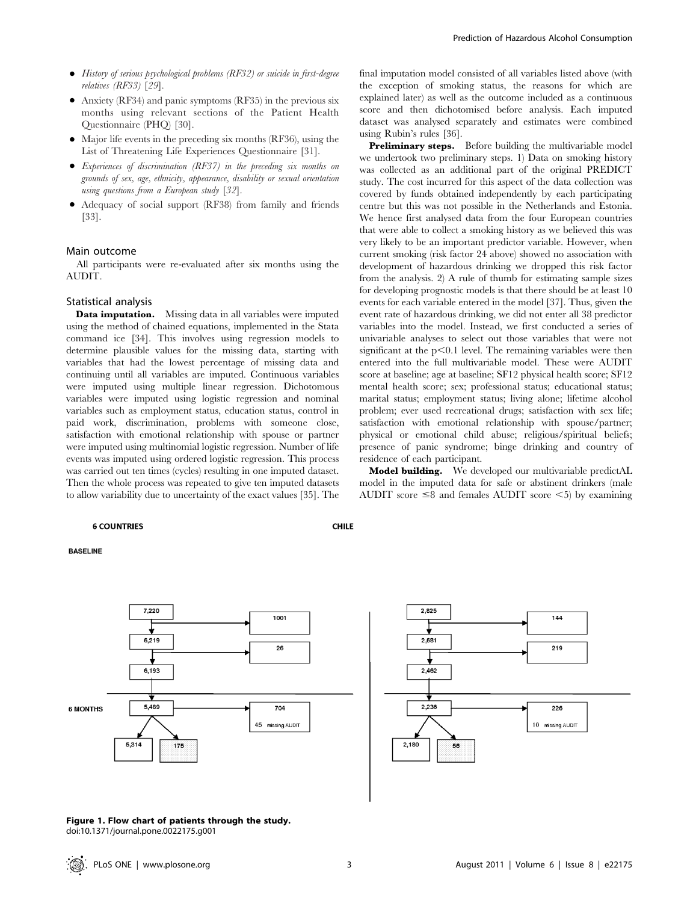- *History of serious psychological problems (RF32) or suicide in first-degree relatives (RF33)* [29].
- Anxiety (RF34) and panic symptoms (RF35) in the previous six months using relevant sections of the Patient Health Questionnaire (PHQ) [30].
- Major life events in the preceding six months (RF36), using the List of Threatening Life Experiences Questionnaire [31].
- *Experiences of discrimination (RF37) in the preceding six months on grounds of sex, age, ethnicity, appearance, disability or sexual orientation using questions from a European study* [32].
- Adequacy of social support (RF38) from family and friends [33].

## Main outcome

All participants were re-evaluated after six months using the AUDIT.

## Statistical analysis

**Data imputation.** Missing data in all variables were imputed using the method of chained equations, implemented in the Stata command ice [34]. This involves using regression models to determine plausible values for the missing data, starting with variables that had the lowest percentage of missing data and continuing until all variables are imputed. Continuous variables were imputed using multiple linear regression. Dichotomous variables were imputed using logistic regression and nominal variables such as employment status, education status, control in paid work, discrimination, problems with someone close, satisfaction with emotional relationship with spouse or partner were imputed using multinomial logistic regression. Number of life events was imputed using ordered logistic regression. This process was carried out ten times (cycles) resulting in one imputed dataset. Then the whole process was repeated to give ten imputed datasets to allow variability due to uncertainty of the exact values [35]. The final imputation model consisted of all variables listed above (with the exception of smoking status, the reasons for which are explained later) as well as the outcome included as a continuous score and then dichotomised before analysis. Each imputed dataset was analysed separately and estimates were combined using Rubin's rules [36].

**Preliminary steps.** Before building the multivariable model we undertook two preliminary steps. 1) Data on smoking history was collected as an additional part of the original PREDICT study. The cost incurred for this aspect of the data collection was covered by funds obtained independently by each participating centre but this was not possible in the Netherlands and Estonia. We hence first analysed data from the four European countries that were able to collect a smoking history as we believed this was very likely to be an important predictor variable. However, when current smoking (risk factor 24 above) showed no association with development of hazardous drinking we dropped this risk factor from the analysis. 2) A rule of thumb for estimating sample sizes for developing prognostic models is that there should be at least 10 events for each variable entered in the model [37]. Thus, given the event rate of hazardous drinking, we did not enter all 38 predictor variables into the model. Instead, we first conducted a series of univariable analyses to select out those variables that were not significant at the $p<0.1$ level. The remaining variables were then entered into the full multivariable model. These were AUDIT score at baseline; age at baseline; SF12 physical health score; SF12 mental health score; sex; professional status; educational status; marital status; employment status; living alone; lifetime alcohol problem; ever used recreational drugs; satisfaction with sex life; satisfaction with emotional relationship with spouse/partner; physical or emotional child abuse; religious/spiritual beliefs; presence of panic syndrome; binge drinking and country of residence of each participant.

**Model building.** We developed our multivariable predictAL model in the imputed data for safe or abstinent drinkers (male AUDIT score $\leq 8$ and females AUDIT score $<5$) by examining

| | 6 COUNTRIES | | CHILE | |
|---|---|---|---|---|
| BASELINE | 7,220 | 1001 | 2,825 | 144 |
| | 6,219 | 26 | 2,681 | 219 |
| | 6,193 | | 2,462 | |
| 6 MONTHS | 5,489 | 704 (45 missing AUDIT) | 2,236 | 226 (10 missing AUDIT) |
| | 5,314 / 175 | | 2,180 / 56 | |

**Figure 1. Flow chart of patients through the study.**
doi:10.1371/journal.pone.0022175.g001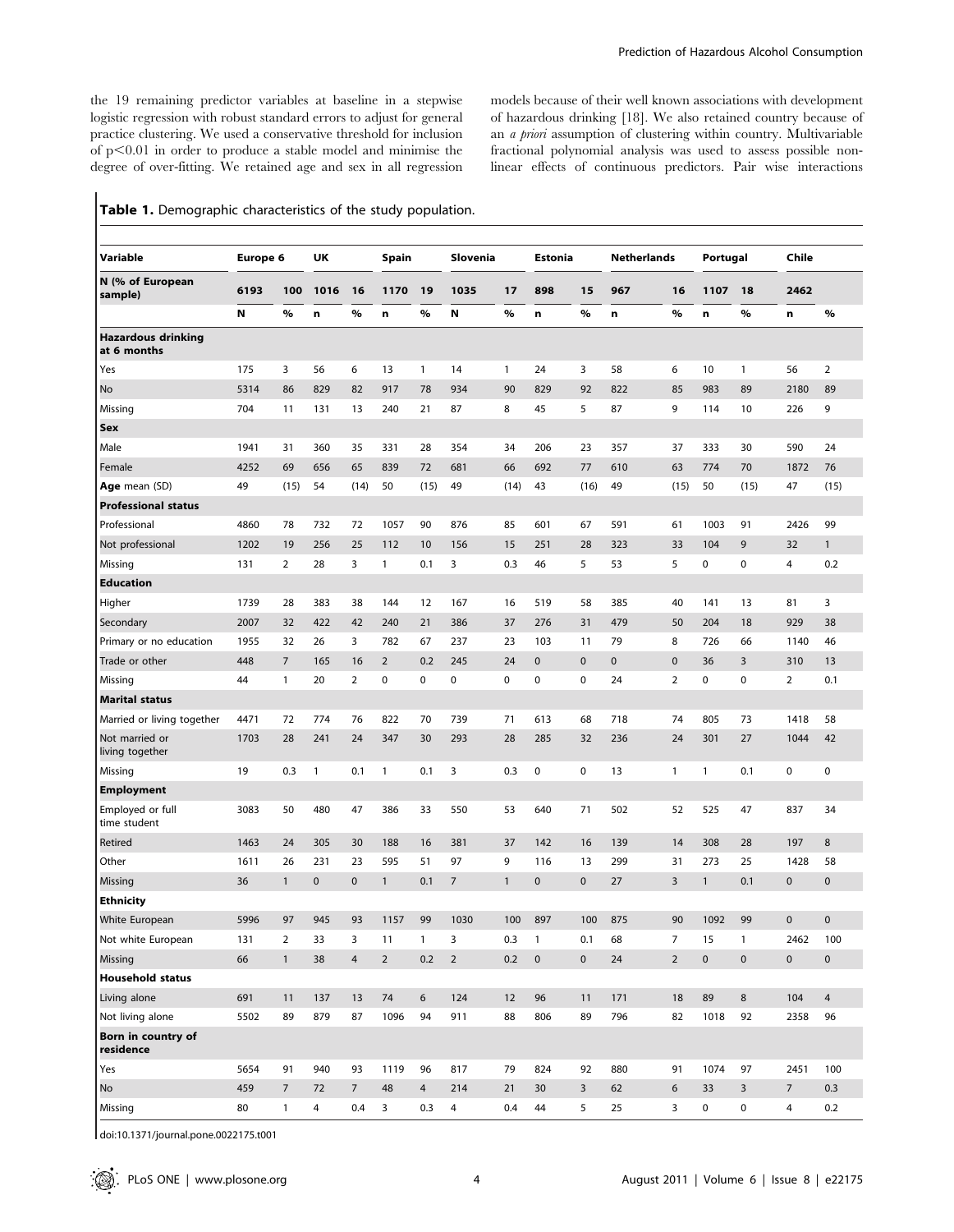the 19 remaining predictor variables at baseline in a stepwise logistic regression with robust standard errors to adjust for general practice clustering. We used a conservative threshold for inclusion of $p<0.01$ in order to produce a stable model and minimise the degree of over-fitting. We retained age and sex in all regression models because of their well known associations with development of hazardous drinking [18]. We also retained country because of an *a priori* assumption of clustering within country. Multivariable fractional polynomial analysis was used to assess possible non-linear effects of continuous predictors. Pair wise interactions

**Table 1.** Demographic characteristics of the study population.

| Variable | Europe 6 | | UK | | Spain | | Slovenia | | Estonia | | Netherlands | | Portugal | | Chile | |
|---|---|---|---|---|---|---|---|---|---|---|---|---|---|---|---|---|
| N (% of European sample) | 6193 | 100 | 1016 | 16 | 1170 | 19 | 1035 | 17 | 898 | 15 | 967 | 16 | 1107 | 18 | 2462 | |
| | N | % | n | % | n | % | N | % | n | % | n | % | n | % | n | % |
| **Hazardous drinking at 6 months** | | | | | | | | | | | | | | | | |
| Yes | 175 | 3 | 56 | 6 | 13 | 1 | 14 | 1 | 24 | 3 | 58 | 6 | 10 | 1 | 56 | 2 |
| No | 5314 | 86 | 829 | 82 | 917 | 78 | 934 | 90 | 829 | 92 | 822 | 85 | 983 | 89 | 2180 | 89 |
| Missing | 704 | 11 | 131 | 13 | 240 | 21 | 87 | 8 | 45 | 5 | 87 | 9 | 114 | 10 | 226 | 9 |
| **Sex** | | | | | | | | | | | | | | | | |
| Male | 1941 | 31 | 360 | 35 | 331 | 28 | 354 | 34 | 206 | 23 | 357 | 37 | 333 | 30 | 590 | 24 |
| Female | 4252 | 69 | 656 | 65 | 839 | 72 | 681 | 66 | 692 | 77 | 610 | 63 | 774 | 70 | 1872 | 76 |
| **Age** mean (SD) | 49 | (15) | 54 | (14) | 50 | (15) | 49 | (14) | 43 | (16) | 49 | (15) | 50 | (15) | 47 | (15) |
| **Professional status** | | | | | | | | | | | | | | | | |
| Professional | 4860 | 78 | 732 | 72 | 1057 | 90 | 876 | 85 | 601 | 67 | 591 | 61 | 1003 | 91 | 2426 | 99 |
| Not professional | 1202 | 19 | 256 | 25 | 112 | 10 | 156 | 15 | 251 | 28 | 323 | 33 | 104 | 9 | 32 | 1 |
| Missing | 131 | 2 | 28 | 3 | 1 | 0.1 | 3 | 0.3 | 46 | 5 | 53 | 5 | 0 | 0 | 4 | 0.2 |
| **Education** | | | | | | | | | | | | | | | | |
| Higher | 1739 | 28 | 383 | 38 | 144 | 12 | 167 | 16 | 519 | 58 | 385 | 40 | 141 | 13 | 81 | 3 |
| Secondary | 2007 | 32 | 422 | 42 | 240 | 21 | 386 | 37 | 276 | 31 | 479 | 50 | 204 | 18 | 929 | 38 |
| Primary or no education | 1955 | 32 | 26 | 3 | 782 | 67 | 237 | 23 | 103 | 11 | 79 | 8 | 726 | 66 | 1140 | 46 |
| Trade or other | 448 | 7 | 165 | 16 | 2 | 0.2 | 245 | 24 | 0 | 0 | 0 | 0 | 36 | 3 | 310 | 13 |
| Missing | 44 | 1 | 20 | 2 | 0 | 0 | 0 | 0 | 0 | 0 | 24 | 2 | 0 | 0 | 2 | 0.1 |
| **Marital status** | | | | | | | | | | | | | | | | |
| Married or living together | 4471 | 72 | 774 | 76 | 822 | 70 | 739 | 71 | 613 | 68 | 718 | 74 | 805 | 73 | 1418 | 58 |
| Not married or living together | 1703 | 28 | 241 | 24 | 347 | 30 | 293 | 28 | 285 | 32 | 236 | 24 | 301 | 27 | 1044 | 42 |
| Missing | 19 | 0.3 | 1 | 0.1 | 1 | 0.1 | 3 | 0.3 | 0 | 0 | 13 | 1 | 1 | 0.1 | 0 | 0 |
| **Employment** | | | | | | | | | | | | | | | | |
| Employed or full time student | 3083 | 50 | 480 | 47 | 386 | 33 | 550 | 53 | 640 | 71 | 502 | 52 | 525 | 47 | 837 | 34 |
| Retired | 1463 | 24 | 305 | 30 | 188 | 16 | 381 | 37 | 142 | 16 | 139 | 14 | 308 | 28 | 197 | 8 |
| Other | 1611 | 26 | 231 | 23 | 595 | 51 | 97 | 9 | 116 | 13 | 299 | 31 | 273 | 25 | 1428 | 58 |
| Missing | 36 | 1 | 0 | 0 | 1 | 0.1 | 7 | 1 | 0 | 0 | 27 | 3 | 1 | 0.1 | 0 | 0 |
| **Ethnicity** | | | | | | | | | | | | | | | | |
| White European | 5996 | 97 | 945 | 93 | 1157 | 99 | 1030 | 100 | 897 | 100 | 875 | 90 | 1092 | 99 | 0 | 0 |
| Not white European | 131 | 2 | 33 | 3 | 11 | 1 | 3 | 0.3 | 1 | 0.1 | 68 | 7 | 15 | 1 | 2462 | 100 |
| Missing | 66 | 1 | 38 | 4 | 2 | 0.2 | 2 | 0.2 | 0 | 0 | 24 | 2 | 0 | 0 | 0 | 0 |
| **Household status** | | | | | | | | | | | | | | | | |
| Living alone | 691 | 11 | 137 | 13 | 74 | 6 | 124 | 12 | 96 | 11 | 171 | 18 | 89 | 8 | 104 | 4 |
| Not living alone | 5502 | 89 | 879 | 87 | 1096 | 94 | 911 | 88 | 806 | 89 | 796 | 82 | 1018 | 92 | 2358 | 96 |
| **Born in country of residence** | | | | | | | | | | | | | | | | |
| Yes | 5654 | 91 | 940 | 93 | 1119 | 96 | 817 | 79 | 824 | 92 | 880 | 91 | 1074 | 97 | 2451 | 100 |
| No | 459 | 7 | 72 | 7 | 48 | 4 | 214 | 21 | 30 | 3 | 62 | 6 | 33 | 3 | 7 | 0.3 |
| Missing | 80 | 1 | 4 | 0.4 | 3 | 0.3 | 4 | 0.4 | 44 | 5 | 25 | 3 | 0 | 0 | 4 | 0.2 |

doi:10.1371/journal.pone.0022175.t001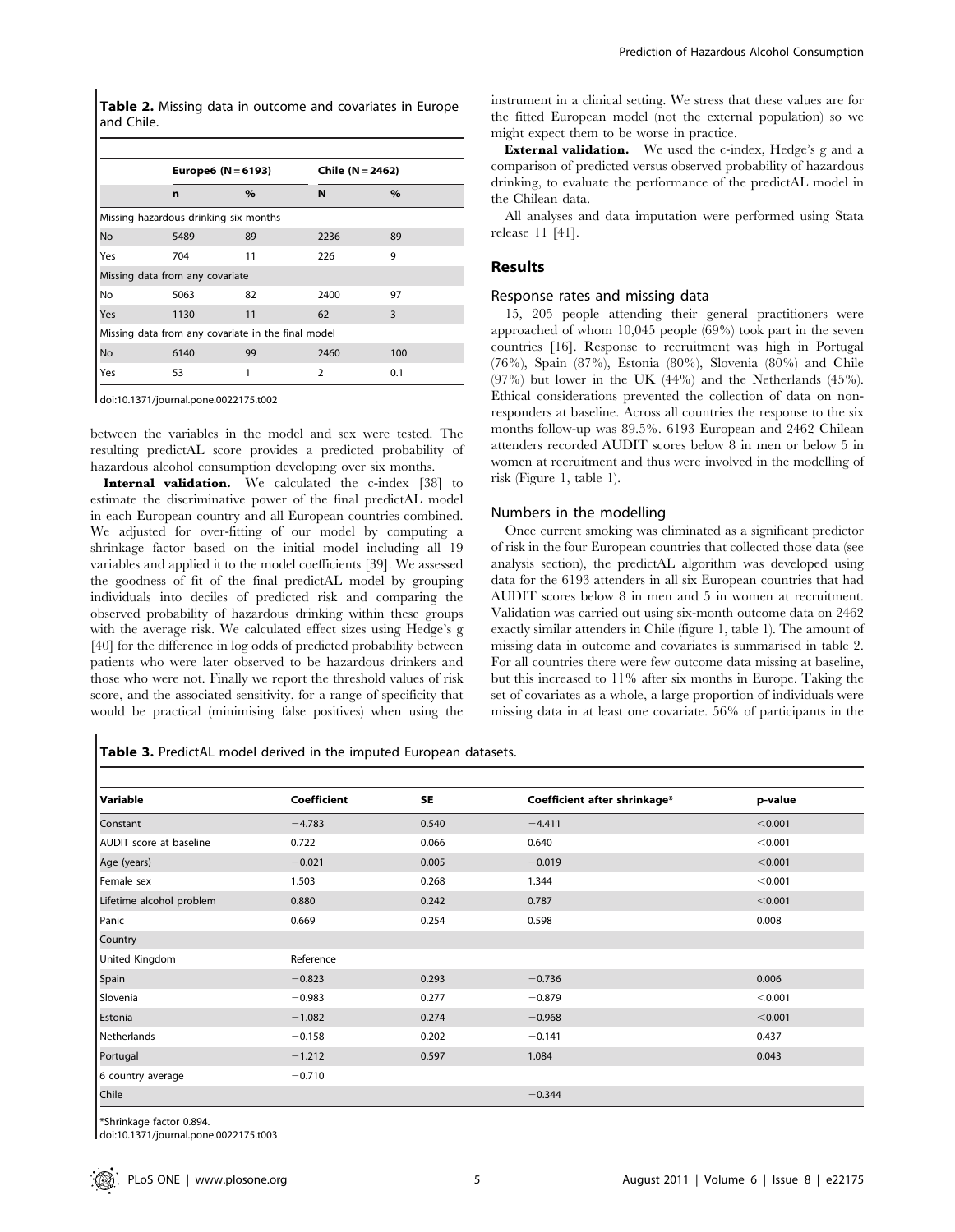**Table 2.** Missing data in outcome and covariates in Europe and Chile.

| | Europe6 (N = 6193) | | Chile (N = 2462) | |
|---|---|---|---|---|
| | n | % | N | % |
| Missing hazardous drinking six months | | | | |
| No | 5489 | 89 | 2236 | 89 |
| Yes | 704 | 11 | 226 | 9 |
| Missing data from any covariate | | | | |
| No | 5063 | 82 | 2400 | 97 |
| Yes | 1130 | 11 | 62 | 3 |
| Missing data from any covariate in the final model | | | | |
| No | 6140 | 99 | 2460 | 100 |
| Yes | 53 | 1 | 2 | 0.1 |

doi:10.1371/journal.pone.0022175.t002

between the variables in the model and sex were tested. The resulting predictAL score provides a predicted probability of hazardous alcohol consumption developing over six months.

**Internal validation.** We calculated the c-index [38] to estimate the discriminative power of the final predictAL model in each European country and all European countries combined. We adjusted for over-fitting of our model by computing a shrinkage factor based on the initial model including all 19 variables and applied it to the model coefficients [39]. We assessed the goodness of fit of the final predictAL model by grouping individuals into deciles of predicted risk and comparing the observed probability of hazardous drinking within these groups with the average risk. We calculated effect sizes using Hedge's g [40] for the difference in log odds of predicted probability between patients who were later observed to be hazardous drinkers and those who were not. Finally we report the threshold values of risk score, and the associated sensitivity, for a range of specificity that would be practical (minimising false positives) when using the instrument in a clinical setting. We stress that these values are for the fitted European model (not the external population) so we might expect them to be worse in practice.

**External validation.** We used the c-index, Hedge's g and a comparison of predicted versus observed probability of hazardous drinking, to evaluate the performance of the predictAL model in the Chilean data.

All analyses and data imputation were performed using Stata release 11 [41].

## Results

### Response rates and missing data

15, 205 people attending their general practitioners were approached of whom 10,045 people (69%) took part in the seven countries [16]. Response to recruitment was high in Portugal (76%), Spain (87%), Estonia (80%), Slovenia (80%) and Chile (97%) but lower in the UK (44%) and the Netherlands (45%). Ethical considerations prevented the collection of data on non-responders at baseline. Across all countries the response to the six months follow-up was 89.5%. 6193 European and 2462 Chilean attenders recorded AUDIT scores below 8 in men or below 5 in women at recruitment and thus were involved in the modelling of risk (Figure 1, table 1).

### Numbers in the modelling

Once current smoking was eliminated as a significant predictor of risk in the four European countries that collected those data (see analysis section), the predictAL algorithm was developed using data for the 6193 attenders in all six European countries that had AUDIT scores below 8 in men and 5 in women at recruitment. Validation was carried out using six-month outcome data on 2462 exactly similar attenders in Chile (figure 1, table 1). The amount of missing data in outcome and covariates is summarised in table 2. For all countries there were few outcome data missing at baseline, but this increased to 11% after six months in Europe. Taking the set of covariates as a whole, a large proportion of individuals were missing data in at least one covariate. 56% of participants in the

**Table 3.** PredictAL model derived in the imputed European datasets.

| Variable | Coefficient | SE | Coefficient after shrinkage* | p-value |
|---|---|---|---|---|
| Constant | −4.783 | 0.540 | −4.411 | <0.001 |
| AUDIT score at baseline | 0.722 | 0.066 | 0.640 | <0.001 |
| Age (years) | −0.021 | 0.005 | −0.019 | <0.001 |
| Female sex | 1.503 | 0.268 | 1.344 | <0.001 |
| Lifetime alcohol problem | 0.880 | 0.242 | 0.787 | <0.001 |
| Panic | 0.669 | 0.254 | 0.598 | 0.008 |
| Country | | | | |
| United Kingdom | Reference | | | |
| Spain | −0.823 | 0.293 | −0.736 | 0.006 |
| Slovenia | −0.983 | 0.277 | −0.879 | <0.001 |
| Estonia | −1.082 | 0.274 | −0.968 | <0.001 |
| Netherlands | −0.158 | 0.202 | −0.141 | 0.437 |
| Portugal | −1.212 | 0.597 | 1.084 | 0.043 |
| 6 country average | −0.710 | | | |
| Chile | | | −0.344 | |

*Shrinkage factor 0.894.

doi:10.1371/journal.pone.0022175.t003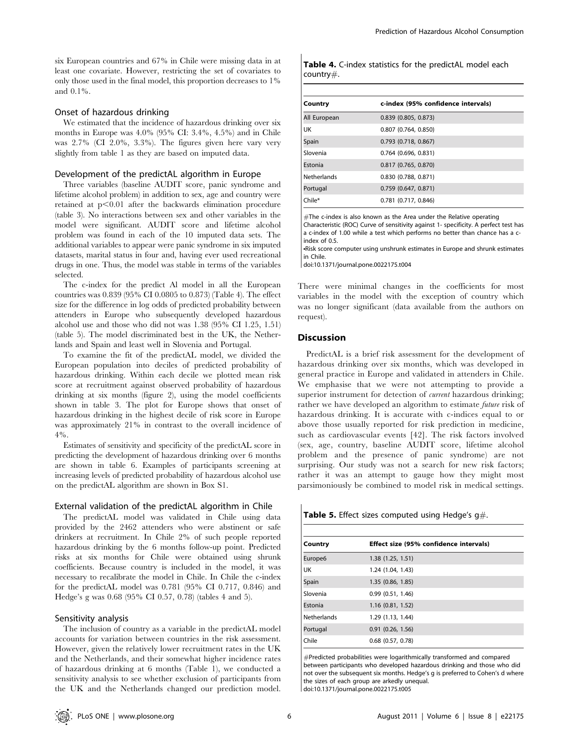six European countries and 67% in Chile were missing data in at least one covariate. However, restricting the set of covariates to only those used in the final model, this proportion decreases to 1% and 0.1%.

### Onset of hazardous drinking

We estimated that the incidence of hazardous drinking over six months in Europe was 4.0% (95% CI: 3.4%, 4.5%) and in Chile was 2.7% (CI 2.0%, 3.3%). The figures given here vary very slightly from table 1 as they are based on imputed data.

### Development of the predictAL algorithm in Europe

Three variables (baseline AUDIT score, panic syndrome and lifetime alcohol problem) in addition to sex, age and country were retained at $p<0.01$ after the backwards elimination procedure (table 3). No interactions between sex and other variables in the model were significant. AUDIT score and lifetime alcohol problem was found in each of the 10 imputed data sets. The additional variables to appear were panic syndrome in six imputed datasets, marital status in four and, having ever used recreational drugs in one. Thus, the model was stable in terms of the variables selected.

The c-index for the predict Al model in all the European countries was 0.839 (95% CI 0.0805 to 0.873) (Table 4). The effect size for the difference in log odds of predicted probability between attenders in Europe who subsequently developed hazardous alcohol use and those who did not was 1.38 (95% CI 1.25, 1.51) (table 5). The model discriminated best in the UK, the Netherlands and Spain and least well in Slovenia and Portugal.

To examine the fit of the predictAL model, we divided the European population into deciles of predicted probability of hazardous drinking. Within each decile we plotted mean risk score at recruitment against observed probability of hazardous drinking at six months (figure 2), using the model coefficients shown in table 3. The plot for Europe shows that onset of hazardous drinking in the highest decile of risk score in Europe was approximately 21% in contrast to the overall incidence of 4%.

Estimates of sensitivity and specificity of the predictAL score in predicting the development of hazardous drinking over 6 months are shown in table 6. Examples of participants screening at increasing levels of predicted probability of hazardous alcohol use on the predictAL algorithm are shown in Box S1.

### External validation of the predictAL algorithm in Chile

The predictAL model was validated in Chile using data provided by the 2462 attenders who were abstinent or safe drinkers at recruitment. In Chile 2% of such people reported hazardous drinking by the 6 months follow-up point. Predicted risks at six months for Chile were obtained using shrunk coefficients. Because country is included in the model, it was necessary to recalibrate the model in Chile. In Chile the c-index for the predictAL model was 0.781 (95% CI 0.717, 0.846) and Hedge's g was 0.68 (95% CI 0.57, 0.78) (tables 4 and 5).

### Sensitivity analysis

The inclusion of country as a variable in the predictAL model accounts for variation between countries in the risk assessment. However, given the relatively lower recruitment rates in the UK and the Netherlands, and their somewhat higher incidence rates of hazardous drinking at 6 months (Table 1), we conducted a sensitivity analysis to see whether exclusion of participants from the UK and the Netherlands changed our prediction model.

**Table 4.** C-index statistics for the predictAL model each country#.

| Country | c-index (95% confidence intervals) |
|---|---|
| All European | 0.839 (0.805, 0.873) |
| UK | 0.807 (0.764, 0.850) |
| Spain | 0.793 (0.718, 0.867) |
| Slovenia | 0.764 (0.696, 0.831) |
| Estonia | 0.817 (0.765, 0.870) |
| Netherlands | 0.830 (0.788, 0.871) |
| Portugal | 0.759 (0.647, 0.871) |
| Chile* | 0.781 (0.717, 0.846) |

#The c-index is also known as the Area under the Relative operating Characteristic (ROC) Curve of sensitivity against 1- specificity. A perfect test has a c-index of 1.00 while a test which performs no better than chance has a c-index of 0.5.

•Risk score computer using unshrunk estimates in Europe and shrunk estimates in Chile.

doi:10.1371/journal.pone.0022175.t004

There were minimal changes in the coefficients for most variables in the model with the exception of country which was no longer significant (data available from the authors on request).

## Discussion

PredictAL is a brief risk assessment for the development of hazardous drinking over six months, which was developed in general practice in Europe and validated in attenders in Chile. We emphasise that we were not attempting to provide a superior instrument for detection of *current* hazardous drinking; rather we have developed an algorithm to estimate *future* risk of hazardous drinking. It is accurate with c-indices equal to or above those usually reported for risk prediction in medicine, such as cardiovascular events [42]. The risk factors involved (sex, age, country, baseline AUDIT score, lifetime alcohol problem and the presence of panic syndrome) are not surprising. Our study was not a search for new risk factors; rather it was an attempt to gauge how they might most parsimoniously be combined to model risk in medical settings.

**Table 5.** Effect sizes computed using Hedge's g#.

| Country | Effect size (95% confidence intervals) |
|---|---|
| Europe6 | 1.38 (1.25, 1.51) |
| UK | 1.24 (1.04, 1.43) |
| Spain | 1.35 (0.86, 1.85) |
| Slovenia | 0.99 (0.51, 1.46) |
| Estonia | 1.16 (0.81, 1.52) |
| Netherlands | 1.29 (1.13, 1.44) |
| Portugal | 0.91 (0.26, 1.56) |
| Chile | 0.68 (0.57, 0.78) |

#Predicted probabilities were logarithmically transformed and compared between participants who developed hazardous drinking and those who did not over the subsequent six months. Hedge's g is preferred to Cohen's d where the sizes of each group are arkedly unequal.

doi:10.1371/journal.pone.0022175.t005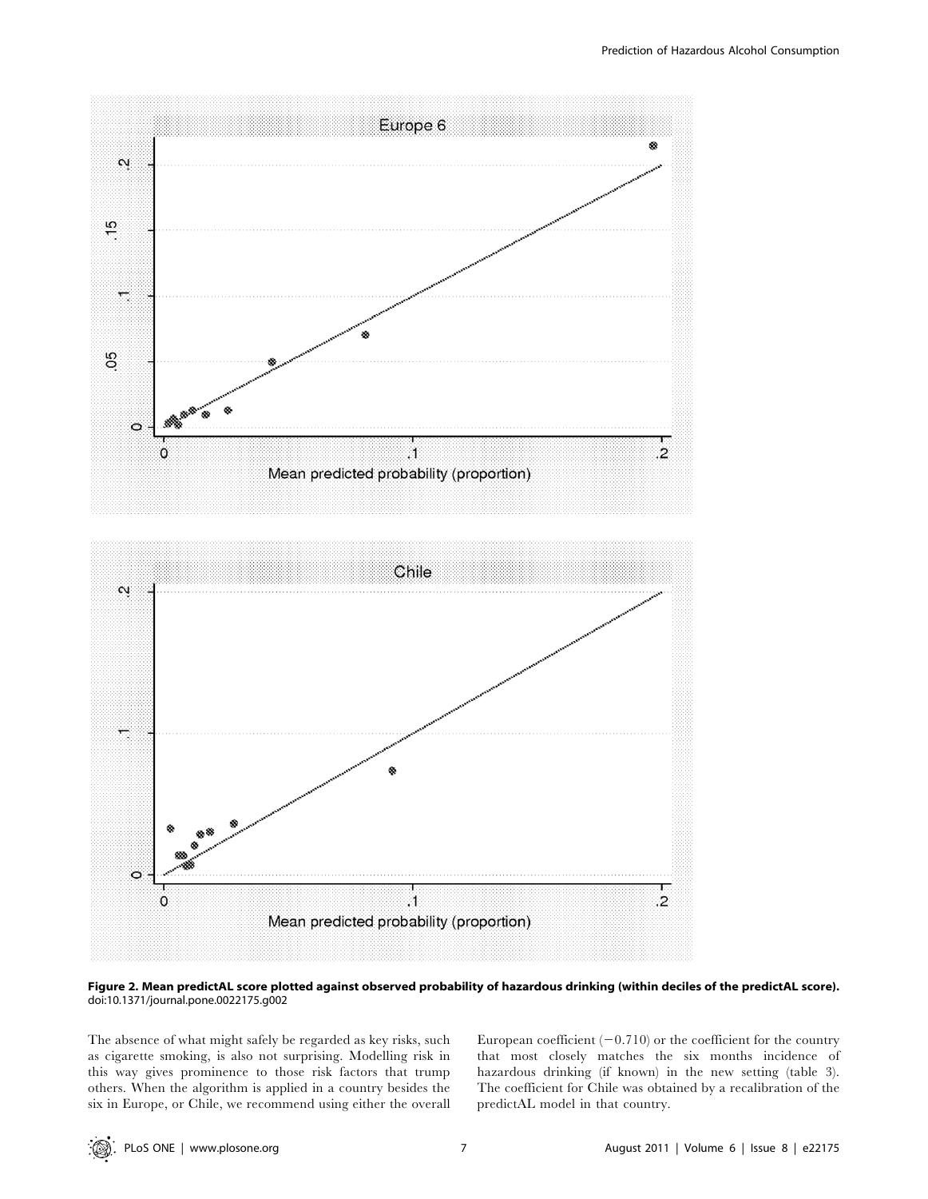**Figure 2. Mean predictAL score plotted against observed probability of hazardous drinking (within deciles of the predictAL score).**
doi:10.1371/journal.pone.0022175.g002

The absence of what might safely be regarded as key risks, such as cigarette smoking, is also not surprising. Modelling risk in this way gives prominence to those risk factors that trump others. When the algorithm is applied in a country besides the six in Europe, or Chile, we recommend using either the overall European coefficient (−0.710) or the coefficient for the country that most closely matches the six months incidence of hazardous drinking (if known) in the new setting (table 3). The coefficient for Chile was obtained by a recalibration of the predictAL model in that country.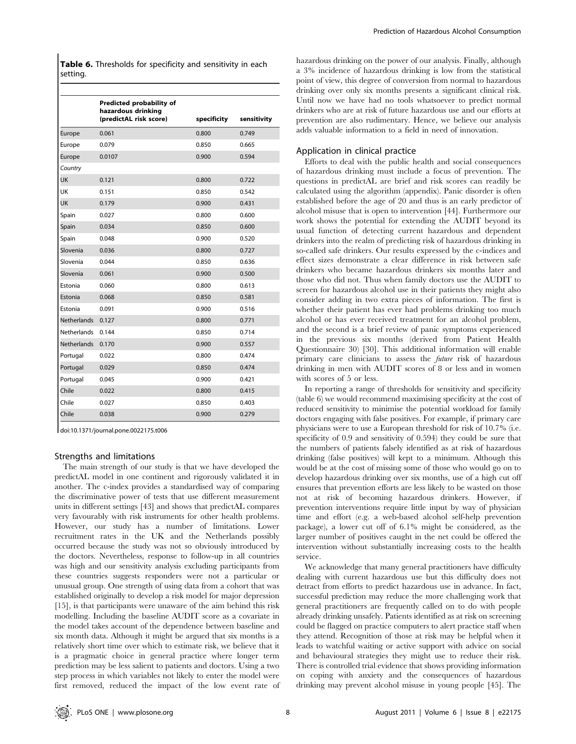**Table 6.** Thresholds for specificity and sensitivity in each setting.

| | Predicted probability of hazardous drinking (predictAL risk score) | specificity | sensitivity |
|---|---|---|---|
| Europe | 0.061 | 0.800 | 0.749 |
| Europe | 0.079 | 0.850 | 0.665 |
| Europe | 0.0107 | 0.900 | 0.594 |
| *Country* | | | |
| UK | 0.121 | 0.800 | 0.722 |
| UK | 0.151 | 0.850 | 0.542 |
| UK | 0.179 | 0.900 | 0.431 |
| Spain | 0.027 | 0.800 | 0.600 |
| Spain | 0.034 | 0.850 | 0.600 |
| Spain | 0.048 | 0.900 | 0.520 |
| Slovenia | 0.036 | 0.800 | 0.727 |
| Slovenia | 0.044 | 0.850 | 0.636 |
| Slovenia | 0.061 | 0.900 | 0.500 |
| Estonia | 0.060 | 0.800 | 0.613 |
| Estonia | 0.068 | 0.850 | 0.581 |
| Estonia | 0.091 | 0.900 | 0.516 |
| Netherlands | 0.127 | 0.800 | 0.771 |
| Netherlands | 0.144 | 0.850 | 0.714 |
| Netherlands | 0.170 | 0.900 | 0.557 |
| Portugal | 0.022 | 0.800 | 0.474 |
| Portugal | 0.029 | 0.850 | 0.474 |
| Portugal | 0.045 | 0.900 | 0.421 |
| Chile | 0.022 | 0.800 | 0.415 |
| Chile | 0.027 | 0.850 | 0.403 |
| Chile | 0.038 | 0.900 | 0.279 |

doi:10.1371/journal.pone.0022175.t006

## Strengths and limitations

The main strength of our study is that we have developed the predictAL model in one continent and rigorously validated it in another. The c-index provides a standardised way of comparing the discriminative power of tests that use different measurement units in different settings [43] and shows that predictAL compares very favourably with risk instruments for other health problems. However, our study has a number of limitations. Lower recruitment rates in the UK and the Netherlands possibly occurred because the study was not so obviously introduced by the doctors. Nevertheless, response to follow-up in all countries was high and our sensitivity analysis excluding participants from these countries suggests responders were not a particular or unusual group. One strength of using data from a cohort that was established originally to develop a risk model for major depression [15], is that participants were unaware of the aim behind this risk modelling. Including the baseline AUDIT score as a covariate in the model takes account of the dependence between baseline and six month data. Although it might be argued that six months is a relatively short time over which to estimate risk, we believe that it is a pragmatic choice in general practice where longer term prediction may be less salient to patients and doctors. Using a two step process in which variables not likely to enter the model were first removed, reduced the impact of the low event rate of hazardous drinking on the power of our analysis. Finally, although a 3% incidence of hazardous drinking is low from the statistical point of view, this degree of conversion from normal to hazardous drinking over only six months presents a significant clinical risk. Until now we have had no tools whatsoever to predict normal drinkers who are at risk of future hazardous use and our efforts at prevention are also rudimentary. Hence, we believe our analysis adds valuable information to a field in need of innovation.

## Application in clinical practice

Efforts to deal with the public health and social consequences of hazardous drinking must include a focus of prevention. The questions in predictAL are brief and risk scores can readily be calculated using the algorithm (appendix). Panic disorder is often established before the age of 20 and thus is an early predictor of alcohol misuse that is open to intervention [44]. Furthermore our work shows the potential for extending the AUDIT beyond its usual function of detecting current hazardous and dependent drinkers into the realm of predicting risk of hazardous drinking in so-called safe drinkers. Our results expressed by the c-indices and effect sizes demonstrate a clear difference in risk between safe drinkers who became hazardous drinkers six months later and those who did not. Thus when family doctors use the AUDIT to screen for hazardous alcohol use in their patients they might also consider adding in two extra pieces of information. The first is whether their patient has ever had problems drinking too much alcohol or has ever received treatment for an alcohol problem, and the second is a brief review of panic symptoms experienced in the previous six months (derived from Patient Health Questionnaire 30) [30]. This additional information will enable primary care clinicians to assess the *future* risk of hazardous drinking in men with AUDIT scores of 8 or less and in women with scores of 5 or less.

In reporting a range of thresholds for sensitivity and specificity (table 6) we would recommend maximising specificity at the cost of reduced sensitivity to minimise the potential workload for family doctors engaging with false positives. For example, if primary care physicians were to use a European threshold for risk of 10.7% (i.e. specificity of 0.9 and sensitivity of 0.594) they could be sure that the numbers of patients falsely identified as at risk of hazardous drinking (false positives) will kept to a minimum. Although this would be at the cost of missing some of those who would go on to develop hazardous drinking over six months, use of a high cut off ensures that prevention efforts are less likely to be wasted on those not at risk of becoming hazardous drinkers. However, if prevention interventions require little input by way of physician time and effort (e.g. a web-based alcohol self-help prevention package), a lower cut off of 6.1% might be considered, as the larger number of positives caught in the net could be offered the intervention without substantially increasing costs to the health service.

We acknowledge that many general practitioners have difficulty dealing with current hazardous use but this difficulty does not detract from efforts to predict hazardous use in advance. In fact, successful prediction may reduce the more challenging work that general practitioners are frequently called on to do with people already drinking unsafely. Patients identified as at risk on screening could be flagged on practice computers to alert practice staff when they attend. Recognition of those at risk may be helpful when it leads to watchful waiting or active support with advice on social and behavioural strategies they might use to reduce their risk. There is controlled trial evidence that shows providing information on coping with anxiety and the consequences of hazardous drinking may prevent alcohol misuse in young people [45]. The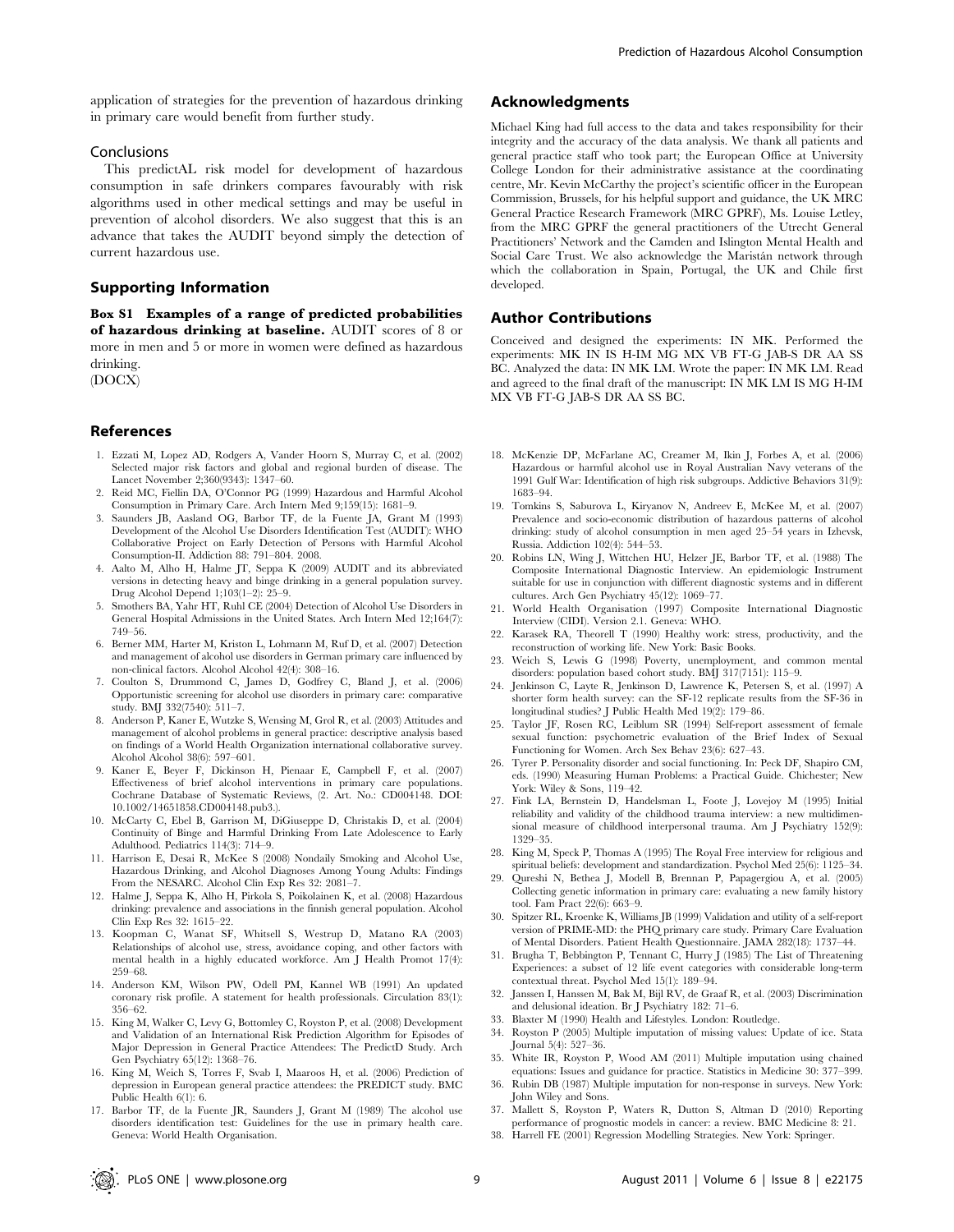application of strategies for the prevention of hazardous drinking in primary care would benefit from further study.

### Conclusions

This predictAL risk model for development of hazardous consumption in safe drinkers compares favourably with risk algorithms used in other medical settings and may be useful in prevention of alcohol disorders. We also suggest that this is an advance that takes the AUDIT beyond simply the detection of current hazardous use.

## Supporting Information

**Box S1 Examples of a range of predicted probabilities of hazardous drinking at baseline.** AUDIT scores of 8 or more in men and 5 or more in women were defined as hazardous drinking.
(DOCX)

## Acknowledgments

Michael King had full access to the data and takes responsibility for their integrity and the accuracy of the data analysis. We thank all patients and general practice staff who took part; the European Office at University College London for their administrative assistance at the coordinating centre, Mr. Kevin McCarthy the project's scientific officer in the European Commission, Brussels, for his helpful support and guidance, the UK MRC General Practice Research Framework (MRC GPRF), Ms. Louise Letley, from the MRC GPRF the general practitioners of the Utrecht General Practitioners' Network and the Camden and Islington Mental Health and Social Care Trust. We also acknowledge the Maristán network through which the collaboration in Spain, Portugal, the UK and Chile first developed.

## Author Contributions

Conceived and designed the experiments: IN MK. Performed the experiments: MK IN IS H-IM MG MX VB FT-G JAB-S DR AA SS BC. Analyzed the data: IN MK LM. Wrote the paper: IN MK LM. Read and agreed to the final draft of the manuscript: IN MK LM IS MG H-IM MX VB FT-G JAB-S DR AA SS BC.

## References

1. Ezzati M, Lopez AD, Rodgers A, Vander Hoorn S, Murray C, et al. (2002) Selected major risk factors and global and regional burden of disease. The Lancet November 2;360(9343): 1347–60.
2. Reid MC, Fiellin DA, O'Connor PG (1999) Hazardous and Harmful Alcohol Consumption in Primary Care. Arch Intern Med 9;159(15): 1681–9.
3. Saunders JB, Aasland OG, Barbor TF, de la Fuente JA, Grant M (1993) Development of the Alcohol Use Disorders Identification Test (AUDIT): WHO Collaborative Project on Early Detection of Persons with Harmful Alcohol Consumption-II. Addiction 88: 791–804. 2008.
4. Aalto M, Alho H, Halme JT, Seppa K (2009) AUDIT and its abbreviated versions in detecting heavy and binge drinking in a general population survey. Drug Alcohol Depend 1;103(1–2): 25–9.
5. Smothers BA, Yahr HT, Ruhl CE (2004) Detection of Alcohol Use Disorders in General Hospital Admissions in the United States. Arch Intern Med 12;164(7): 749–56.
6. Berner MM, Harter M, Kriston L, Lohmann M, Ruf D, et al. (2007) Detection and management of alcohol use disorders in German primary care influenced by non-clinical factors. Alcohol Alcohol 42(4): 308–16.
7. Coulton S, Drummond C, James D, Godfrey C, Bland J, et al. (2006) Opportunistic screening for alcohol use disorders in primary care: comparative study. BMJ 332(7540): 511–7.
8. Anderson P, Kaner E, Wutzke S, Wensing M, Grol R, et al. (2003) Attitudes and management of alcohol problems in general practice: descriptive analysis based on findings of a World Health Organization international collaborative survey. Alcohol Alcohol 38(6): 597–601.
9. Kaner E, Beyer F, Dickinson H, Pienaar E, Campbell F, et al. (2007) Effectiveness of brief alcohol interventions in primary care populations. Cochrane Database of Systematic Reviews, (2. Art. No.: CD004148. DOI: 10.1002/14651858.CD004148.pub3.).
10. McCarty C, Ebel B, Garrison M, DiGiuseppe D, Christakis D, et al. (2004) Continuity of Binge and Harmful Drinking From Late Adolescence to Early Adulthood. Pediatrics 114(3): 714–9.
11. Harrison E, Desai R, McKee S (2008) Nondaily Smoking and Alcohol Use, Hazardous Drinking, and Alcohol Diagnoses Among Young Adults: Findings From the NESARC. Alcohol Clin Exp Res 32: 2081–7.
12. Halme J, Seppa K, Alho H, Pirkola S, Poikolainen K, et al. (2008) Hazardous drinking: prevalence and associations in the finnish general population. Alcohol Clin Exp Res 32: 1615–22.
13. Koopman C, Wanat SF, Whitsell S, Westrup D, Matano RA (2003) Relationships of alcohol use, stress, avoidance coping, and other factors with mental health in a highly educated workforce. Am J Health Promot 17(4): 259–68.
14. Anderson KM, Wilson PW, Odell PM, Kannel WB (1991) An updated coronary risk profile. A statement for health professionals. Circulation 83(1): 356–62.
15. King M, Walker C, Levy G, Bottomley C, Royston P, et al. (2008) Development and Validation of an International Risk Prediction Algorithm for Episodes of Major Depression in General Practice Attendees: The PredictD Study. Arch Gen Psychiatry 65(12): 1368–76.
16. King M, Weich S, Torres F, Svab I, Maaroos H, et al. (2006) Prediction of depression in European general practice attendees: the PREDICT study. BMC Public Health 6(1): 6.
17. Barbor TF, de la Fuente JR, Saunders J, Grant M (1989) The alcohol use disorders identification test: Guidelines for the use in primary health care. Geneva: World Health Organisation.
18. McKenzie DP, McFarlane AC, Creamer M, Ikin J, Forbes A, et al. (2006) Hazardous or harmful alcohol use in Royal Australian Navy veterans of the 1991 Gulf War: Identification of high risk subgroups. Addictive Behaviors 31(9): 1683–94.
19. Tomkins S, Saburova L, Kiryanov N, Andreev E, McKee M, et al. (2007) Prevalence and socio-economic distribution of hazardous patterns of alcohol drinking: study of alcohol consumption in men aged 25–54 years in Izhevsk, Russia. Addiction 102(4): 544–53.
20. Robins LN, Wing J, Wittchen HU, Helzer JE, Barbor TF, et al. (1988) The Composite International Diagnostic Interview. An epidemiologic Instrument suitable for use in conjunction with different diagnostic systems and in different cultures. Arch Gen Psychiatry 45(12): 1069–77.
21. World Health Organisation (1997) Composite International Diagnostic Interview (CIDI). Version 2.1. Geneva: WHO.
22. Karasek RA, Theorell T (1990) Healthy work: stress, productivity, and the reconstruction of working life. New York: Basic Books.
23. Weich S, Lewis G (1998) Poverty, unemployment, and common mental disorders: population based cohort study. BMJ 317(7151): 115–9.
24. Jenkinson C, Layte R, Jenkinson D, Lawrence K, Petersen S, et al. (1997) A shorter form health survey: can the SF-12 replicate results from the SF-36 in longitudinal studies? J Public Health Med 19(2): 179–86.
25. Taylor JF, Rosen RC, Leiblum SR (1994) Self-report assessment of female sexual function: psychometric evaluation of the Brief Index of Sexual Functioning for Women. Arch Sex Behav 23(6): 627–43.
26. Tyrer P. Personality disorder and social functioning. In: Peck DF, Shapiro CM, eds. (1990) Measuring Human Problems: a Practical Guide. Chichester; New York: Wiley & Sons, 119–42.
27. Fink LA, Bernstein D, Handelsman L, Foote J, Lovejoy M (1995) Initial reliability and validity of the childhood trauma interview: a new multidimensional measure of childhood interpersonal trauma. Am J Psychiatry 152(9): 1329–35.
28. King M, Speck P, Thomas A (1995) The Royal Free interview for religious and spiritual beliefs: development and standardization. Psychol Med 25(6): 1125–34.
29. Qureshi N, Bethea J, Modell B, Brennan P, Papagergiou A, et al. (2005) Collecting genetic information in primary care: evaluating a new family history tool. Fam Pract 22(6): 663–9.
30. Spitzer RL, Kroenke K, Williams JB (1999) Validation and utility of a self-report version of PRIME-MD: the PHQ primary care study. Primary Care Evaluation of Mental Disorders. Patient Health Questionnaire. JAMA 282(18): 1737–44.
31. Brugha T, Bebbington P, Tennant C, Hurry J (1985) The List of Threatening Experiences: a subset of 12 life event categories with considerable long-term contextual threat. Psychol Med 15(1): 189–94.
32. Janssen I, Hanssen M, Bak M, Bijl RV, de Graaf R, et al. (2003) Discrimination and delusional ideation. Br J Psychiatry 182: 71–6.
33. Blaxter M (1990) Health and Lifestyles. London: Routledge.
34. Royston P (2005) Multiple imputation of missing values: Update of ice. Stata Journal 5(4): 527–36.
35. White IR, Royston P, Wood AM (2011) Multiple imputation using chained equations: Issues and guidance for practice. Statistics in Medicine 30: 377–399.
36. Rubin DB (1987) Multiple imputation for non-response in surveys. New York: John Wiley and Sons.
37. Mallett S, Royston P, Waters R, Dutton S, Altman D (2010) Reporting performance of prognostic models in cancer: a review. BMC Medicine 8: 21.
38. Harrell FE (2001) Regression Modelling Strategies. New York: Springer.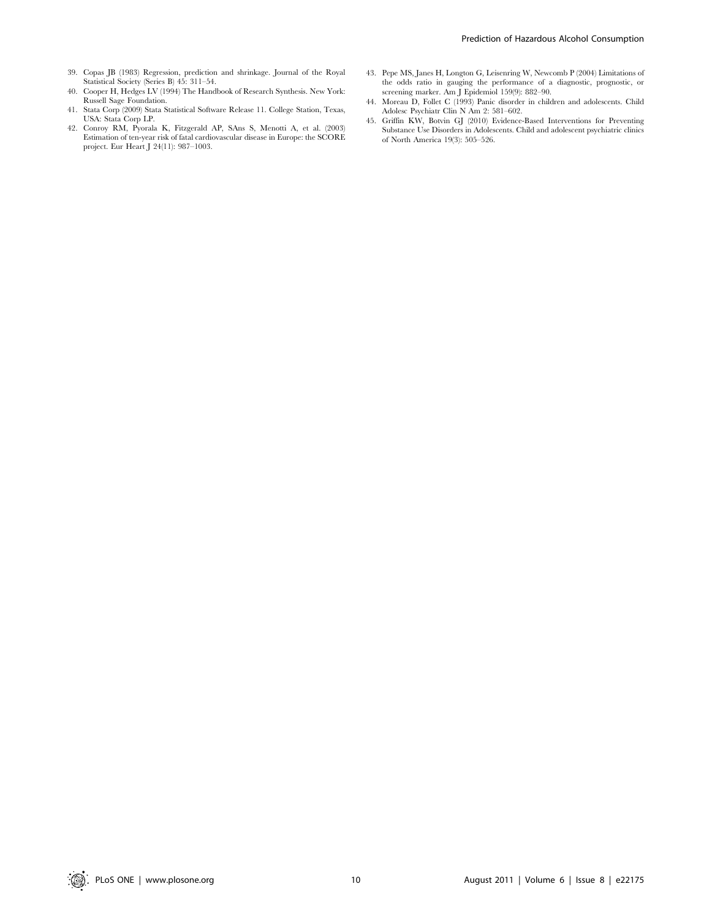39. Copas JB (1983) Regression, prediction and shrinkage. Journal of the Royal Statistical Society (Series B) 45: 311–54.
40. Cooper H, Hedges LV (1994) The Handbook of Research Synthesis. New York: Russell Sage Foundation.
41. Stata Corp (2009) Stata Statistical Software Release 11. College Station, Texas, USA: Stata Corp LP.
42. Conroy RM, Pyorala K, Fitzgerald AP, SAns S, Menotti A, et al. (2003) Estimation of ten-year risk of fatal cardiovascular disease in Europe: the SCORE project. Eur Heart J 24(11): 987–1003.
43. Pepe MS, Janes H, Longton G, Leisenring W, Newcomb P (2004) Limitations of the odds ratio in gauging the performance of a diagnostic, prognostic, or screening marker. Am J Epidemiol 159(9): 882–90.
44. Moreau D, Follet C (1993) Panic disorder in children and adolescents. Child Adolesc Psychiatr Clin N Am 2: 581–602.
45. Griffin KW, Botvin GJ (2010) Evidence-Based Interventions for Preventing Substance Use Disorders in Adolescents. Child and adolescent psychiatric clinics of North America 19(3): 505–526.